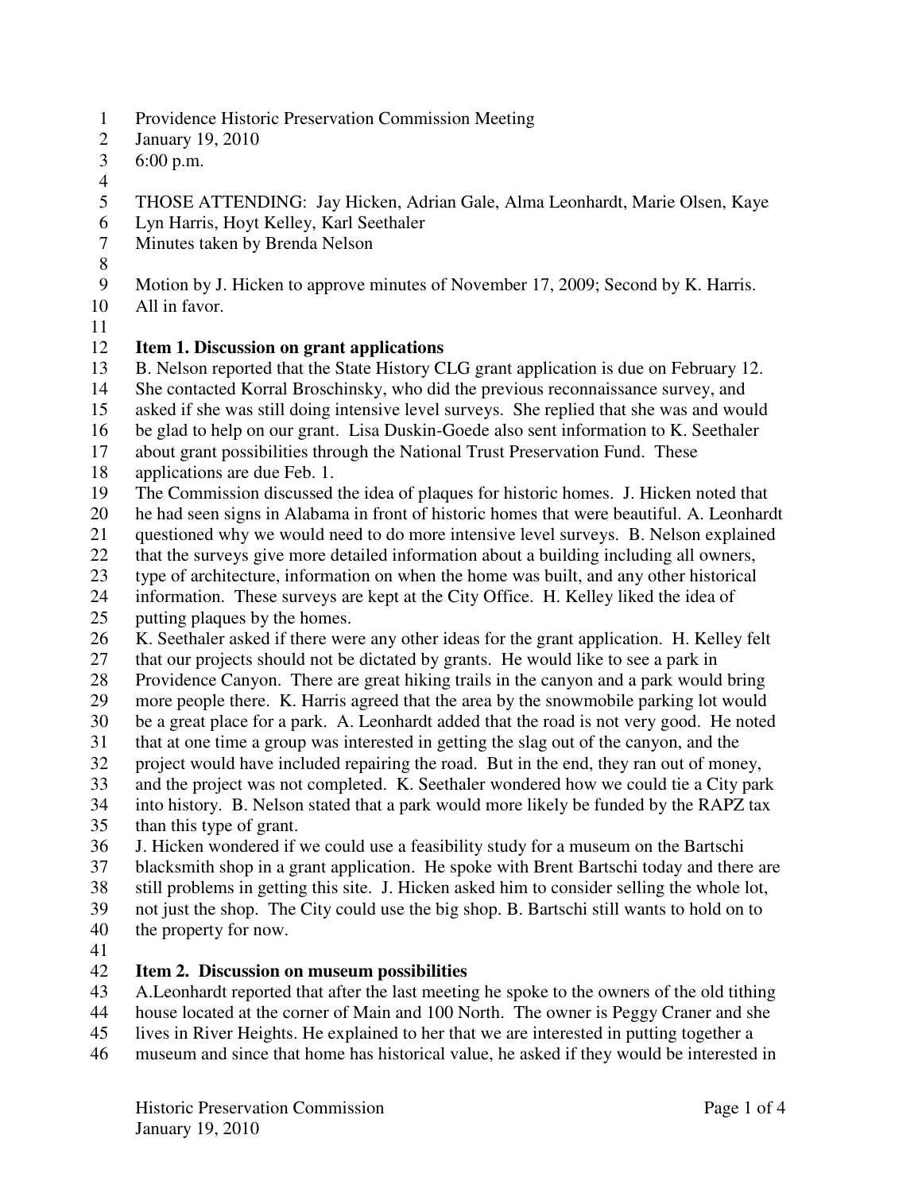Providence Historic Preservation Commission Meeting
January 19, 2010
6:00 p.m.

THOSE ATTENDING: Jay Hicken, Adrian Gale, Alma Leonhardt, Marie Olsen, Kaye Lyn Harris, Hoyt Kelley, Karl Seethaler
Minutes taken by Brenda Nelson

Motion by J. Hicken to approve minutes of November 17, 2009; Second by K. Harris. All in favor.

**Item 1. Discussion on grant applications**

B. Nelson reported that the State History CLG grant application is due on February 12. She contacted Korral Broschinsky, who did the previous reconnaissance survey, and asked if she was still doing intensive level surveys. She replied that she was and would be glad to help on our grant. Lisa Duskin-Goede also sent information to K. Seethaler about grant possibilities through the National Trust Preservation Fund. These applications are due Feb. 1.

The Commission discussed the idea of plaques for historic homes. J. Hicken noted that he had seen signs in Alabama in front of historic homes that were beautiful. A. Leonhardt questioned why we would need to do more intensive level surveys. B. Nelson explained that the surveys give more detailed information about a building including all owners, type of architecture, information on when the home was built, and any other historical information. These surveys are kept at the City Office. H. Kelley liked the idea of putting plaques by the homes.

K. Seethaler asked if there were any other ideas for the grant application. H. Kelley felt that our projects should not be dictated by grants. He would like to see a park in Providence Canyon. There are great hiking trails in the canyon and a park would bring more people there. K. Harris agreed that the area by the snowmobile parking lot would be a great place for a park. A. Leonhardt added that the road is not very good. He noted that at one time a group was interested in getting the slag out of the canyon, and the project would have included repairing the road. But in the end, they ran out of money, and the project was not completed. K. Seethaler wondered how we could tie a City park into history. B. Nelson stated that a park would more likely be funded by the RAPZ tax than this type of grant.

J. Hicken wondered if we could use a feasibility study for a museum on the Bartschi blacksmith shop in a grant application. He spoke with Brent Bartschi today and there are still problems in getting this site. J. Hicken asked him to consider selling the whole lot, not just the shop. The City could use the big shop. B. Bartschi still wants to hold on to the property for now.

**Item 2. Discussion on museum possibilities**

A.Leonhardt reported that after the last meeting he spoke to the owners of the old tithing house located at the corner of Main and 100 North. The owner is Peggy Craner and she lives in River Heights. He explained to her that we are interested in putting together a museum and since that home has historical value, he asked if they would be interested in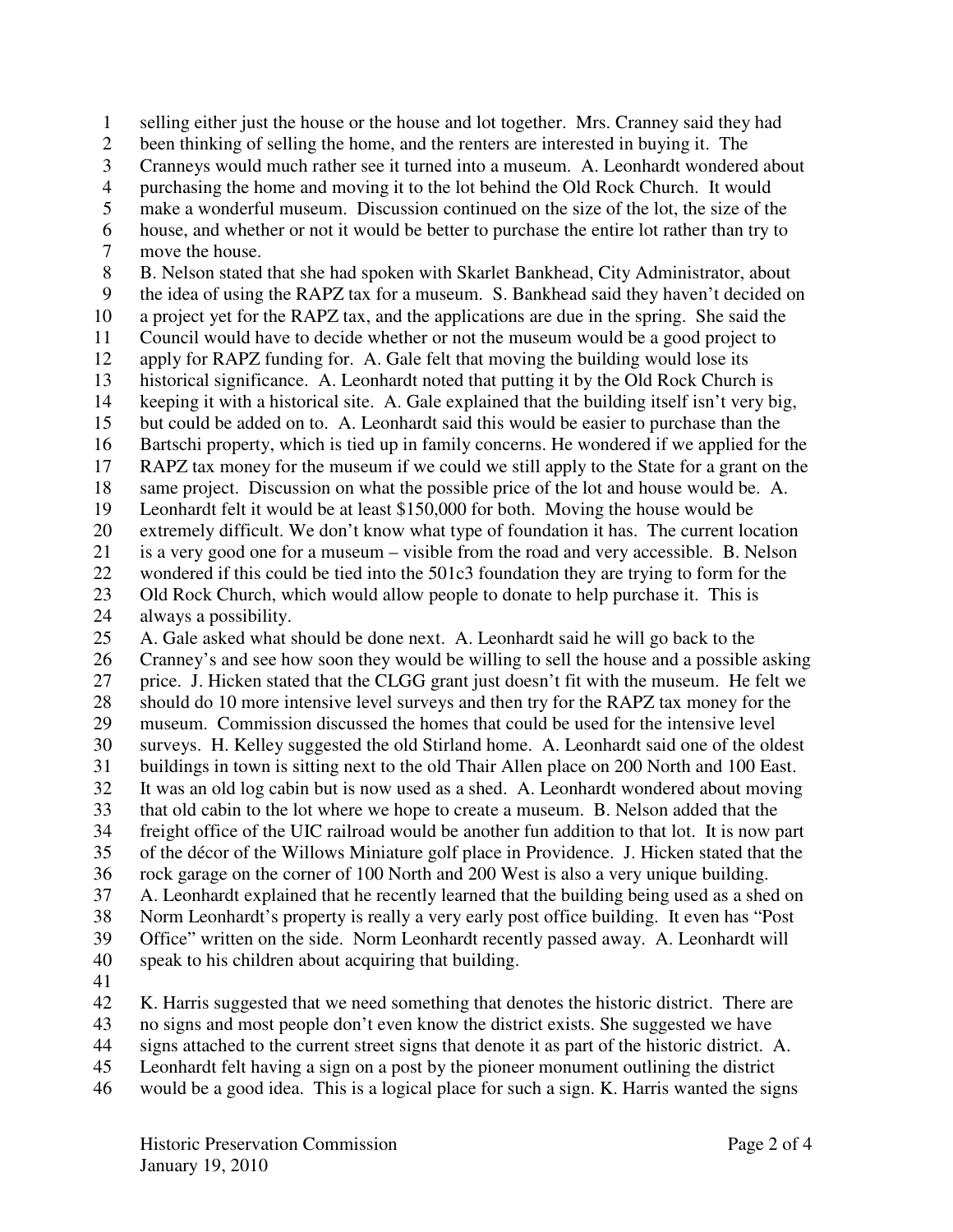selling either just the house or the house and lot together. Mrs. Cranney said they had been thinking of selling the home, and the renters are interested in buying it. The Cranneys would much rather see it turned into a museum. A. Leonhardt wondered about purchasing the home and moving it to the lot behind the Old Rock Church. It would make a wonderful museum. Discussion continued on the size of the lot, the size of the house, and whether or not it would be better to purchase the entire lot rather than try to move the house.

B. Nelson stated that she had spoken with Skarlet Bankhead, City Administrator, about the idea of using the RAPZ tax for a museum. S. Bankhead said they haven't decided on a project yet for the RAPZ tax, and the applications are due in the spring. She said the Council would have to decide whether or not the museum would be a good project to apply for RAPZ funding for. A. Gale felt that moving the building would lose its historical significance. A. Leonhardt noted that putting it by the Old Rock Church is keeping it with a historical site. A. Gale explained that the building itself isn't very big, but could be added on to. A. Leonhardt said this would be easier to purchase than the Bartschi property, which is tied up in family concerns. He wondered if we applied for the RAPZ tax money for the museum if we could we still apply to the State for a grant on the same project. Discussion on what the possible price of the lot and house would be. A. Leonhardt felt it would be at least $150,000 for both. Moving the house would be extremely difficult. We don't know what type of foundation it has. The current location is a very good one for a museum – visible from the road and very accessible. B. Nelson wondered if this could be tied into the 501c3 foundation they are trying to form for the Old Rock Church, which would allow people to donate to help purchase it. This is always a possibility.

A. Gale asked what should be done next. A. Leonhardt said he will go back to the Cranney's and see how soon they would be willing to sell the house and a possible asking price. J. Hicken stated that the CLGG grant just doesn't fit with the museum. He felt we should do 10 more intensive level surveys and then try for the RAPZ tax money for the museum. Commission discussed the homes that could be used for the intensive level surveys. H. Kelley suggested the old Stirland home. A. Leonhardt said one of the oldest buildings in town is sitting next to the old Thair Allen place on 200 North and 100 East. It was an old log cabin but is now used as a shed. A. Leonhardt wondered about moving that old cabin to the lot where we hope to create a museum. B. Nelson added that the freight office of the UIC railroad would be another fun addition to that lot. It is now part of the décor of the Willows Miniature golf place in Providence. J. Hicken stated that the rock garage on the corner of 100 North and 200 West is also a very unique building. A. Leonhardt explained that he recently learned that the building being used as a shed on Norm Leonhardt's property is really a very early post office building. It even has "Post Office" written on the side. Norm Leonhardt recently passed away. A. Leonhardt will speak to his children about acquiring that building.

K. Harris suggested that we need something that denotes the historic district. There are no signs and most people don't even know the district exists. She suggested we have signs attached to the current street signs that denote it as part of the historic district. A. Leonhardt felt having a sign on a post by the pioneer monument outlining the district would be a good idea. This is a logical place for such a sign. K. Harris wanted the signs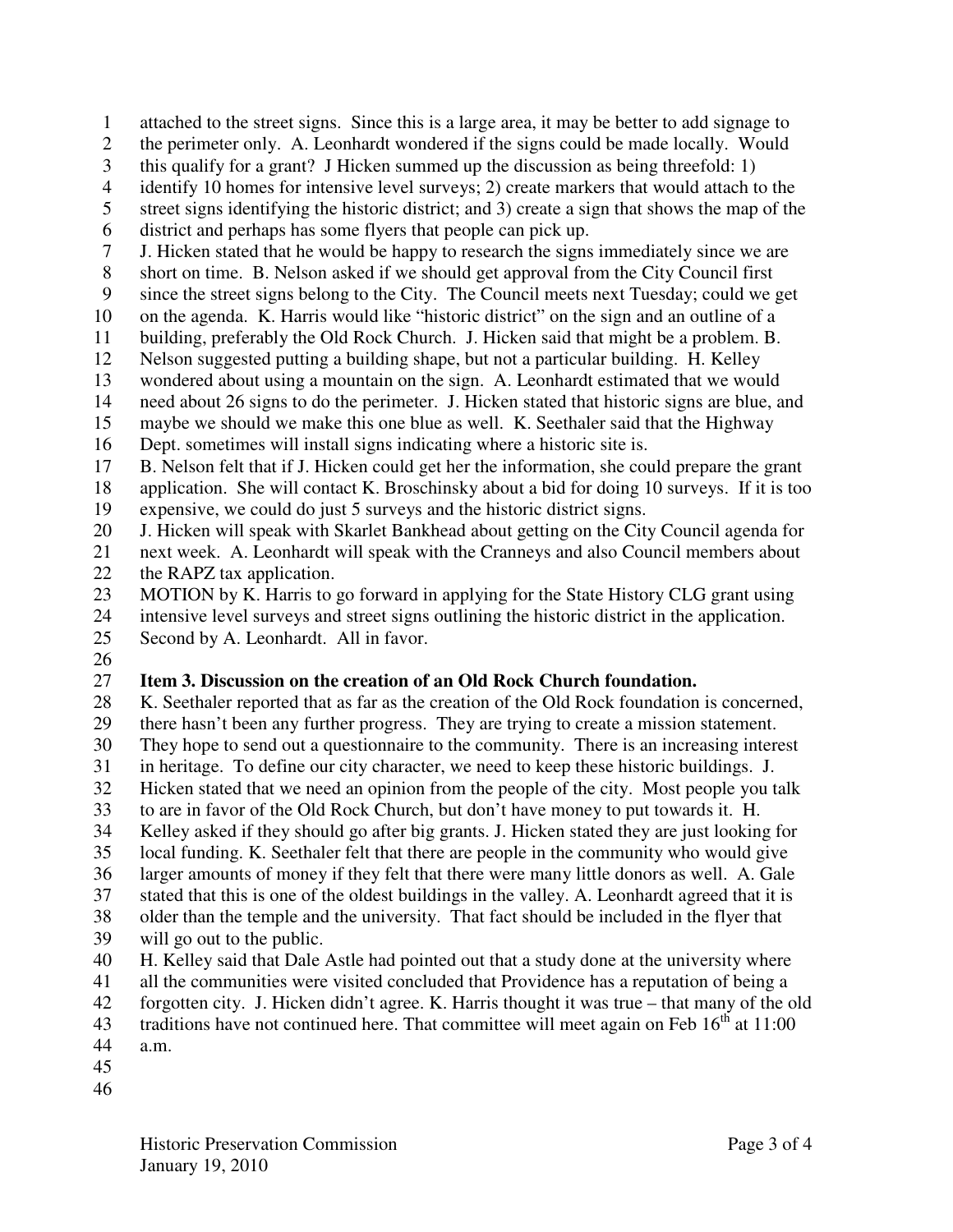attached to the street signs. Since this is a large area, it may be better to add signage to the perimeter only. A. Leonhardt wondered if the signs could be made locally. Would this qualify for a grant? J Hicken summed up the discussion as being threefold: 1) identify 10 homes for intensive level surveys; 2) create markers that would attach to the street signs identifying the historic district; and 3) create a sign that shows the map of the district and perhaps has some flyers that people can pick up.

J. Hicken stated that he would be happy to research the signs immediately since we are short on time. B. Nelson asked if we should get approval from the City Council first since the street signs belong to the City. The Council meets next Tuesday; could we get on the agenda. K. Harris would like "historic district" on the sign and an outline of a building, preferably the Old Rock Church. J. Hicken said that might be a problem. B. Nelson suggested putting a building shape, but not a particular building. H. Kelley wondered about using a mountain on the sign. A. Leonhardt estimated that we would need about 26 signs to do the perimeter. J. Hicken stated that historic signs are blue, and maybe we should we make this one blue as well. K. Seethaler said that the Highway Dept. sometimes will install signs indicating where a historic site is.

B. Nelson felt that if J. Hicken could get her the information, she could prepare the grant application. She will contact K. Broschinsky about a bid for doing 10 surveys. If it is too expensive, we could do just 5 surveys and the historic district signs.

J. Hicken will speak with Skarlet Bankhead about getting on the City Council agenda for next week. A. Leonhardt will speak with the Cranneys and also Council members about the RAPZ tax application.

MOTION by K. Harris to go forward in applying for the State History CLG grant using intensive level surveys and street signs outlining the historic district in the application. Second by A. Leonhardt. All in favor.

**Item 3. Discussion on the creation of an Old Rock Church foundation.**

K. Seethaler reported that as far as the creation of the Old Rock foundation is concerned, there hasn't been any further progress. They are trying to create a mission statement. They hope to send out a questionnaire to the community. There is an increasing interest in heritage. To define our city character, we need to keep these historic buildings. J. Hicken stated that we need an opinion from the people of the city. Most people you talk to are in favor of the Old Rock Church, but don't have money to put towards it. H. Kelley asked if they should go after big grants. J. Hicken stated they are just looking for local funding. K. Seethaler felt that there are people in the community who would give larger amounts of money if they felt that there were many little donors as well. A. Gale stated that this is one of the oldest buildings in the valley. A. Leonhardt agreed that it is older than the temple and the university. That fact should be included in the flyer that will go out to the public.

H. Kelley said that Dale Astle had pointed out that a study done at the university where all the communities were visited concluded that Providence has a reputation of being a forgotten city. J. Hicken didn't agree. K. Harris thought it was true – that many of the old traditions have not continued here. That committee will meet again on Feb 16th at 11:00 a.m.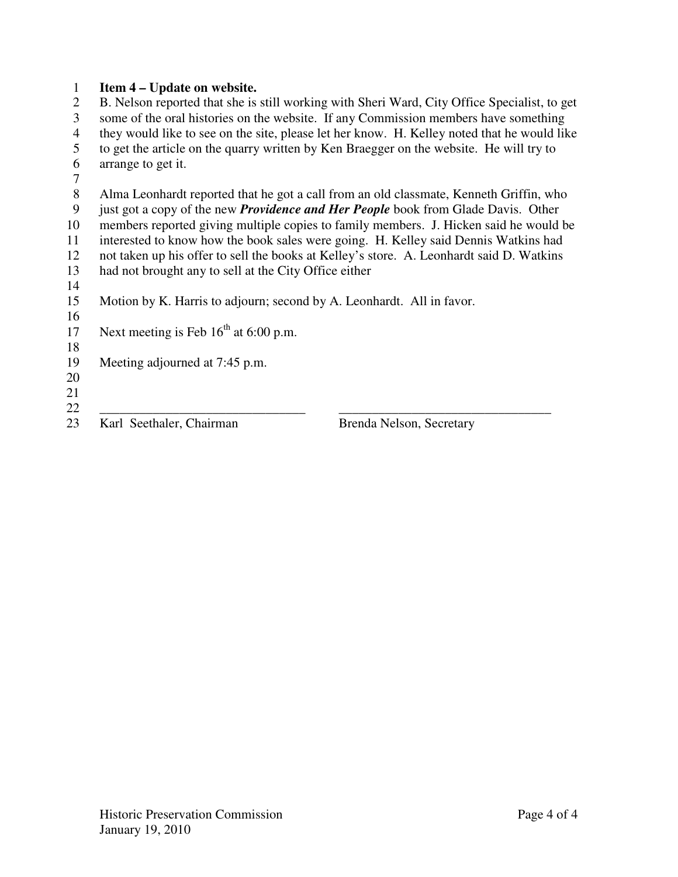**Item 4 – Update on website.**

B. Nelson reported that she is still working with Sheri Ward, City Office Specialist, to get some of the oral histories on the website. If any Commission members have something they would like to see on the site, please let her know. H. Kelley noted that he would like to get the article on the quarry written by Ken Braegger on the website. He will try to arrange to get it.

Alma Leonhardt reported that he got a call from an old classmate, Kenneth Griffin, who just got a copy of the new ***Providence and Her People*** book from Glade Davis. Other members reported giving multiple copies to family members. J. Hicken said he would be interested to know how the book sales were going. H. Kelley said Dennis Watkins had not taken up his offer to sell the books at Kelley's store. A. Leonhardt said D. Watkins had not brought any to sell at the City Office either

Motion by K. Harris to adjourn; second by A. Leonhardt. All in favor.

Next meeting is Feb 16th at 6:00 p.m.

Meeting adjourned at 7:45 p.m.

\_\_\_\_\_\_\_\_\_\_\_\_\_\_\_\_\_\_\_\_\_\_\_\_\_\_\_\_\_\_\_ \_\_\_\_\_\_\_\_\_\_\_\_\_\_\_\_\_\_\_\_\_\_\_\_\_\_\_\_\_\_\_\_

Karl Seethaler, Chairman Brenda Nelson, Secretary